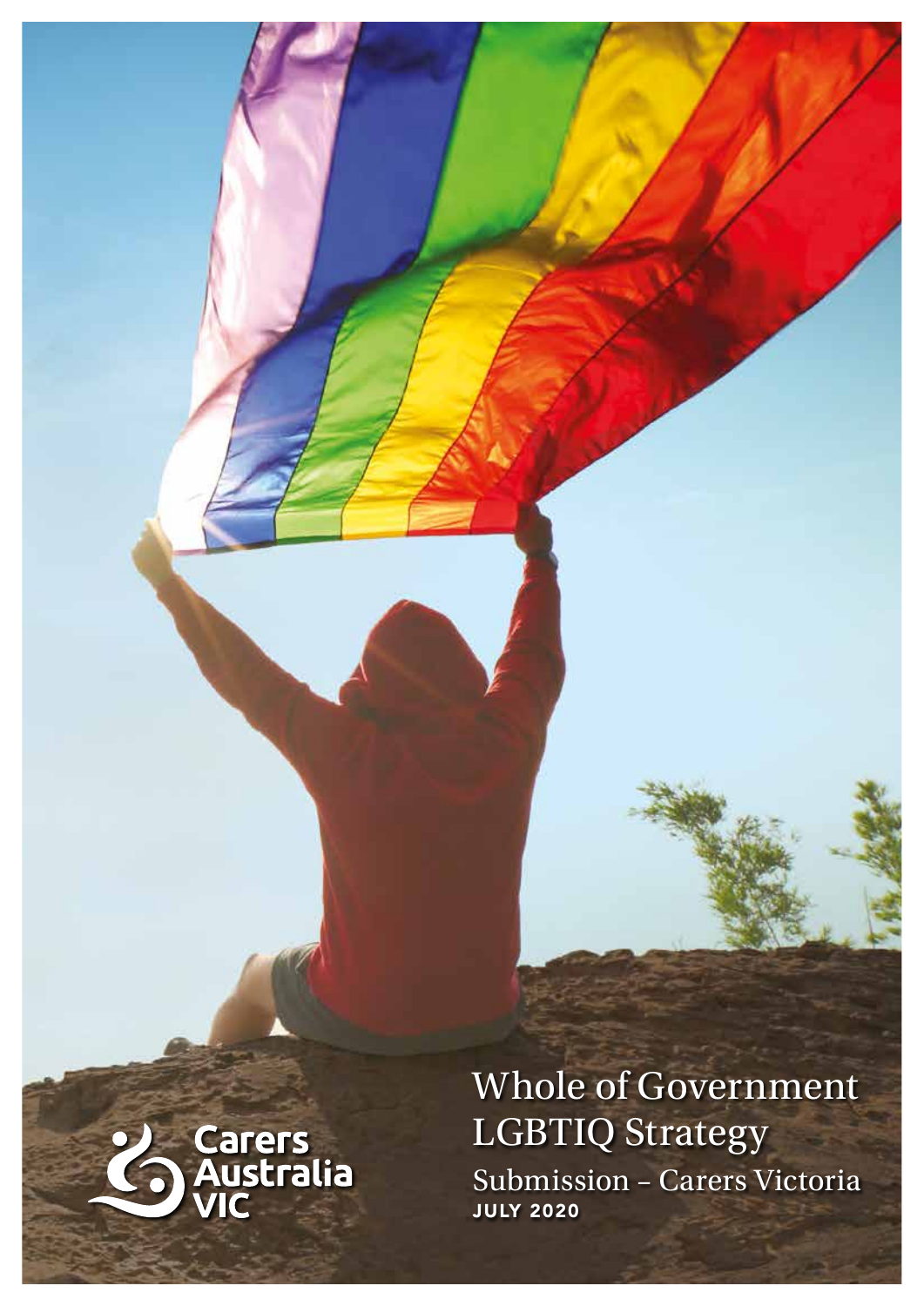# Whole of Government LGBTIQ Strategy

Submission – Carers Victoria

**JULY 2020**

Carers Australia VIC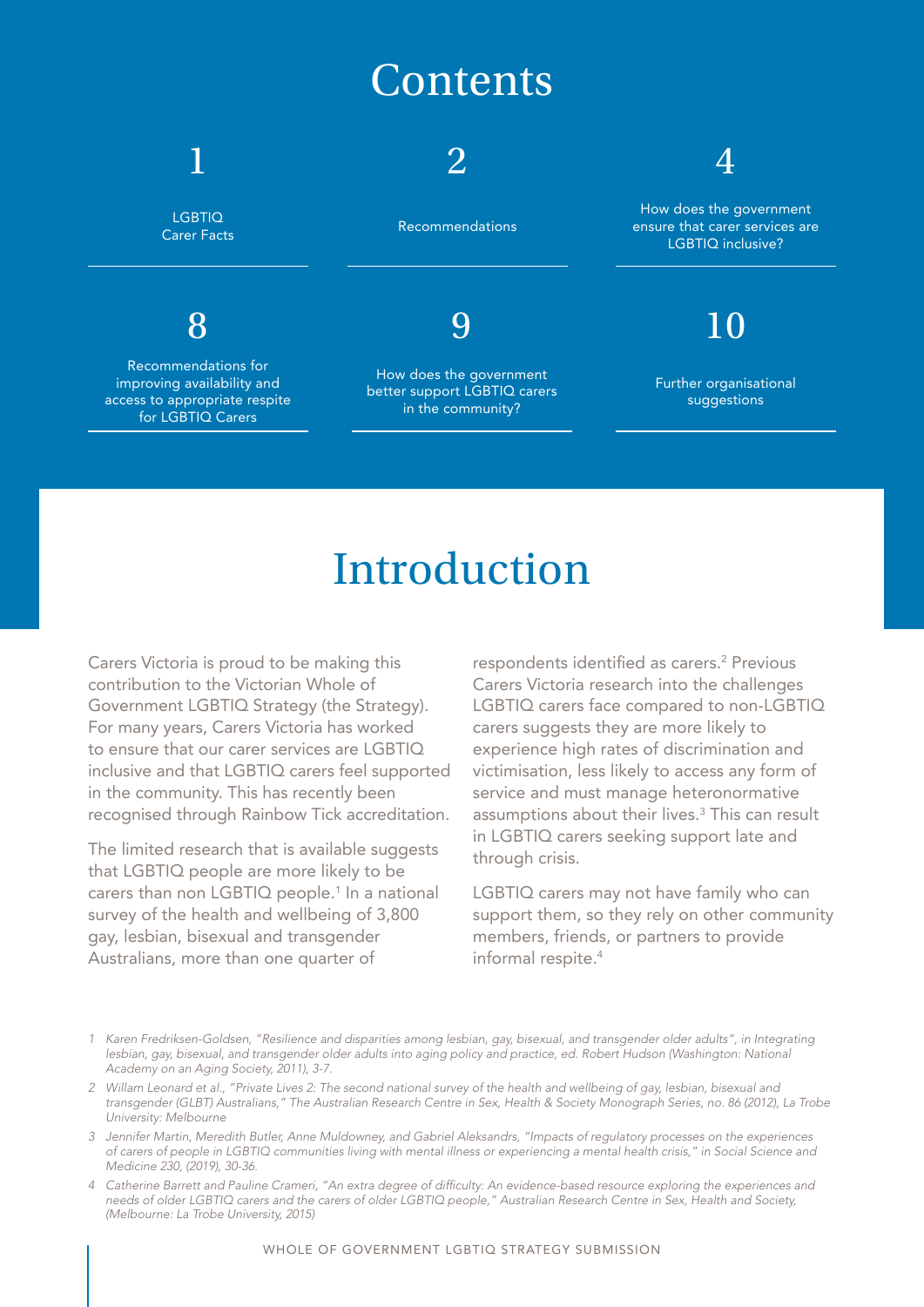# Contents

1 — LGBTIQ Carer Facts

2 — Recommendations

4 — How does the government ensure that carer services are LGBTIQ inclusive?

8 — Recommendations for improving availability and access to appropriate respite for LGBTIQ Carers

9 — How does the government better support LGBTIQ carers in the community?

10 — Further organisational suggestions

# Introduction

Carers Victoria is proud to be making this contribution to the Victorian Whole of Government LGBTIQ Strategy (the Strategy). For many years, Carers Victoria has worked to ensure that our carer services are LGBTIQ inclusive and that LGBTIQ carers feel supported in the community. This has recently been recognised through Rainbow Tick accreditation.

The limited research that is available suggests that LGBTIQ people are more likely to be carers than non LGBTIQ people.[1] In a national survey of the health and wellbeing of 3,800 gay, lesbian, bisexual and transgender Australians, more than one quarter of respondents identified as carers.[2] Previous Carers Victoria research into the challenges LGBTIQ carers face compared to non-LGBTIQ carers suggests they are more likely to experience high rates of discrimination and victimisation, less likely to access any form of service and must manage heteronormative assumptions about their lives.[3] This can result in LGBTIQ carers seeking support late and through crisis.

LGBTIQ carers may not have family who can support them, so they rely on other community members, friends, or partners to provide informal respite.[4]

1 *Karen Fredriksen-Goldsen, "Resilience and disparities among lesbian, gay, bisexual, and transgender older adults", in Integrating lesbian, gay, bisexual, and transgender older adults into aging policy and practice, ed. Robert Hudson (Washington: National Academy on an Aging Society, 2011), 3-7.*

2 *Willam Leonard et al., "Private Lives 2: The second national survey of the health and wellbeing of gay, lesbian, bisexual and transgender (GLBT) Australians," The Australian Research Centre in Sex, Health & Society Monograph Series, no. 86 (2012), La Trobe University: Melbourne*

3 *Jennifer Martin, Meredith Butler, Anne Muldowney, and Gabriel Aleksandrs, "Impacts of regulatory processes on the experiences of carers of people in LGBTIQ communities living with mental illness or experiencing a mental health crisis," in Social Science and Medicine 230, (2019), 30-36.*

4 *Catherine Barrett and Pauline Crameri, "An extra degree of difficulty: An evidence-based resource exploring the experiences and needs of older LGBTIQ carers and the carers of older LGBTIQ people," Australian Research Centre in Sex, Health and Society, (Melbourne: La Trobe University, 2015)*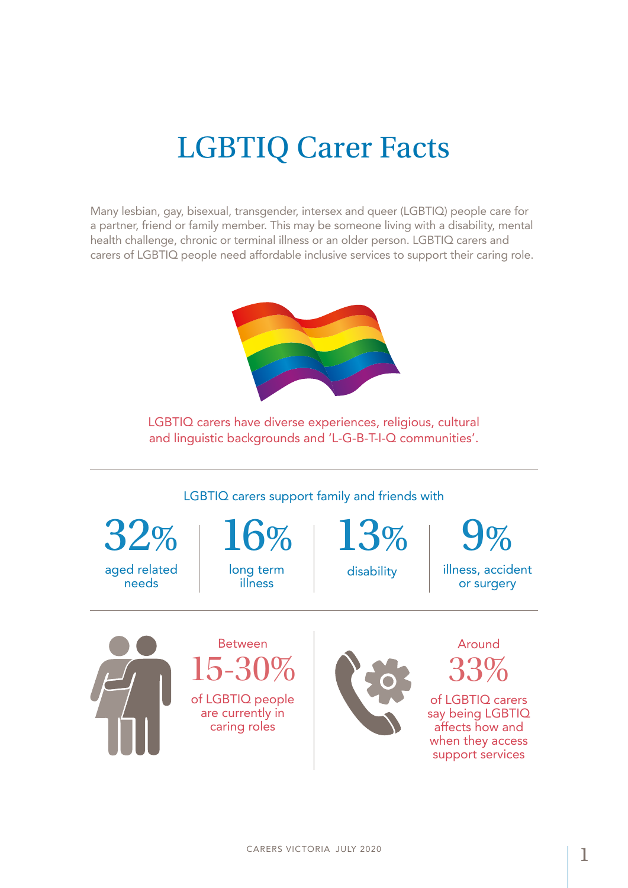# LGBTIQ Carer Facts

Many lesbian, gay, bisexual, transgender, intersex and queer (LGBTIQ) people care for a partner, friend or family member. This may be someone living with a disability, mental health challenge, chronic or terminal illness or an older person. LGBTIQ carers and carers of LGBTIQ people need affordable inclusive services to support their caring role.

LGBTIQ carers have diverse experiences, religious, cultural and linguistic backgrounds and 'L-G-B-T-I-Q communities'.

LGBTIQ carers support family and friends with

**32%** aged related needs

**16%** long term illness

**13%** disability

**9%** illness, accident or surgery

Between **15-30%** of LGBTIQ people are currently in caring roles

Around **33%** of LGBTIQ carers say being LGBTIQ affects how and when they access support services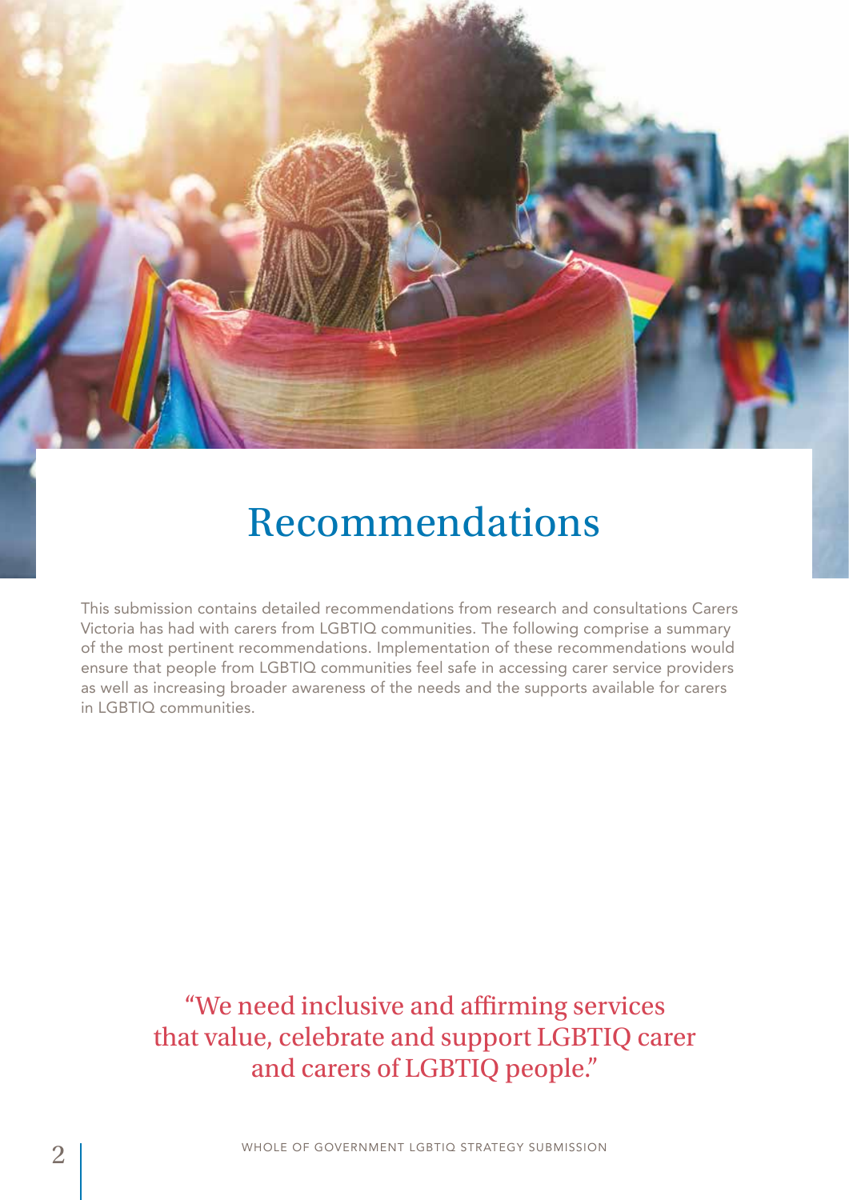# Recommendations

This submission contains detailed recommendations from research and consultations Carers Victoria has had with carers from LGBTIQ communities. The following comprise a summary of the most pertinent recommendations. Implementation of these recommendations would ensure that people from LGBTIQ communities feel safe in accessing carer service providers as well as increasing broader awareness of the needs and the supports available for carers in LGBTIQ communities.

> "We need inclusive and affirming services that value, celebrate and support LGBTIQ carer and carers of LGBTIQ people."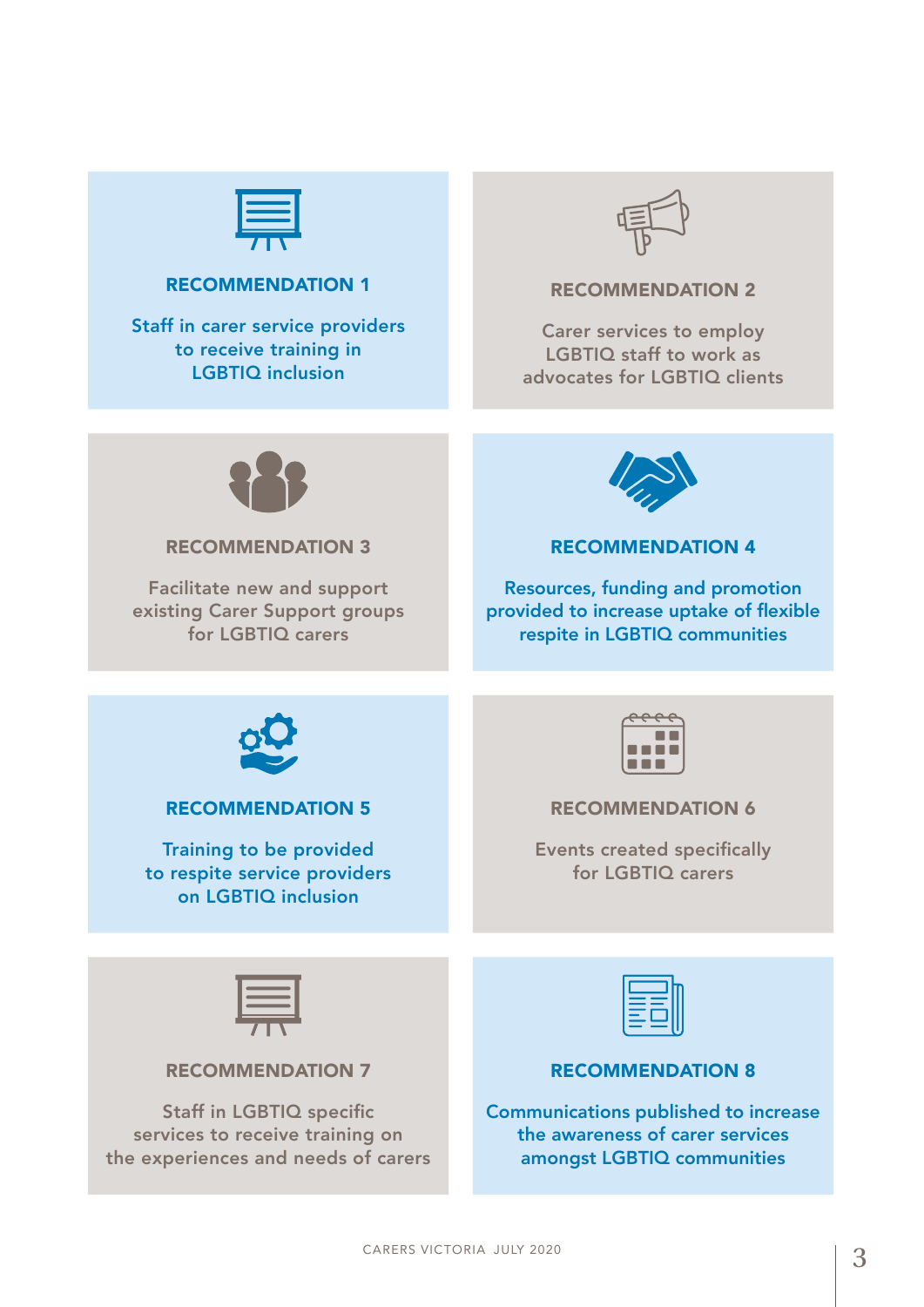### RECOMMENDATION 1

Staff in carer service providers to receive training in LGBTIQ inclusion

### RECOMMENDATION 2

Carer services to employ LGBTIQ staff to work as advocates for LGBTIQ clients

### RECOMMENDATION 3

Facilitate new and support existing Carer Support groups for LGBTIQ carers

### RECOMMENDATION 4

Resources, funding and promotion provided to increase uptake of flexible respite in LGBTIQ communities

### RECOMMENDATION 5

Training to be provided to respite service providers on LGBTIQ inclusion

### RECOMMENDATION 6

Events created specifically for LGBTIQ carers

### RECOMMENDATION 7

Staff in LGBTIQ specific services to receive training on the experiences and needs of carers

### RECOMMENDATION 8

Communications published to increase the awareness of carer services amongst LGBTIQ communities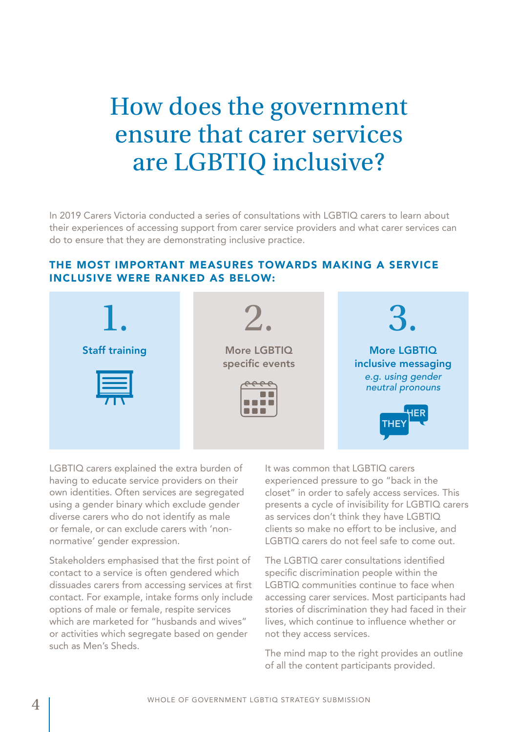# How does the government ensure that carer services are LGBTIQ inclusive?

In 2019 Carers Victoria conducted a series of consultations with LGBTIQ carers to learn about their experiences of accessing support from carer service providers and what carer services can do to ensure that they are demonstrating inclusive practice.

### THE MOST IMPORTANT MEASURES TOWARDS MAKING A SERVICE INCLUSIVE WERE RANKED AS BELOW:

1. **Staff training**
2. **More LGBTIQ specific events**
3. **More LGBTIQ inclusive messaging**
   *e.g. using gender neutral pronouns*

LGBTIQ carers explained the extra burden of having to educate service providers on their own identities. Often services are segregated using a gender binary which exclude gender diverse carers who do not identify as male or female, or can exclude carers with 'non-normative' gender expression.

Stakeholders emphasised that the first point of contact to a service is often gendered which dissuades carers from accessing services at first contact. For example, intake forms only include options of male or female, respite services which are marketed for "husbands and wives" or activities which segregate based on gender such as Men's Sheds.

It was common that LGBTIQ carers experienced pressure to go "back in the closet" in order to safely access services. This presents a cycle of invisibility for LGBTIQ carers as services don't think they have LGBTIQ clients so make no effort to be inclusive, and LGBTIQ carers do not feel safe to come out.

The LGBTIQ carer consultations identified specific discrimination people within the LGBTIQ communities continue to face when accessing carer services. Most participants had stories of discrimination they had faced in their lives, which continue to influence whether or not they access services.

The mind map to the right provides an outline of all the content participants provided.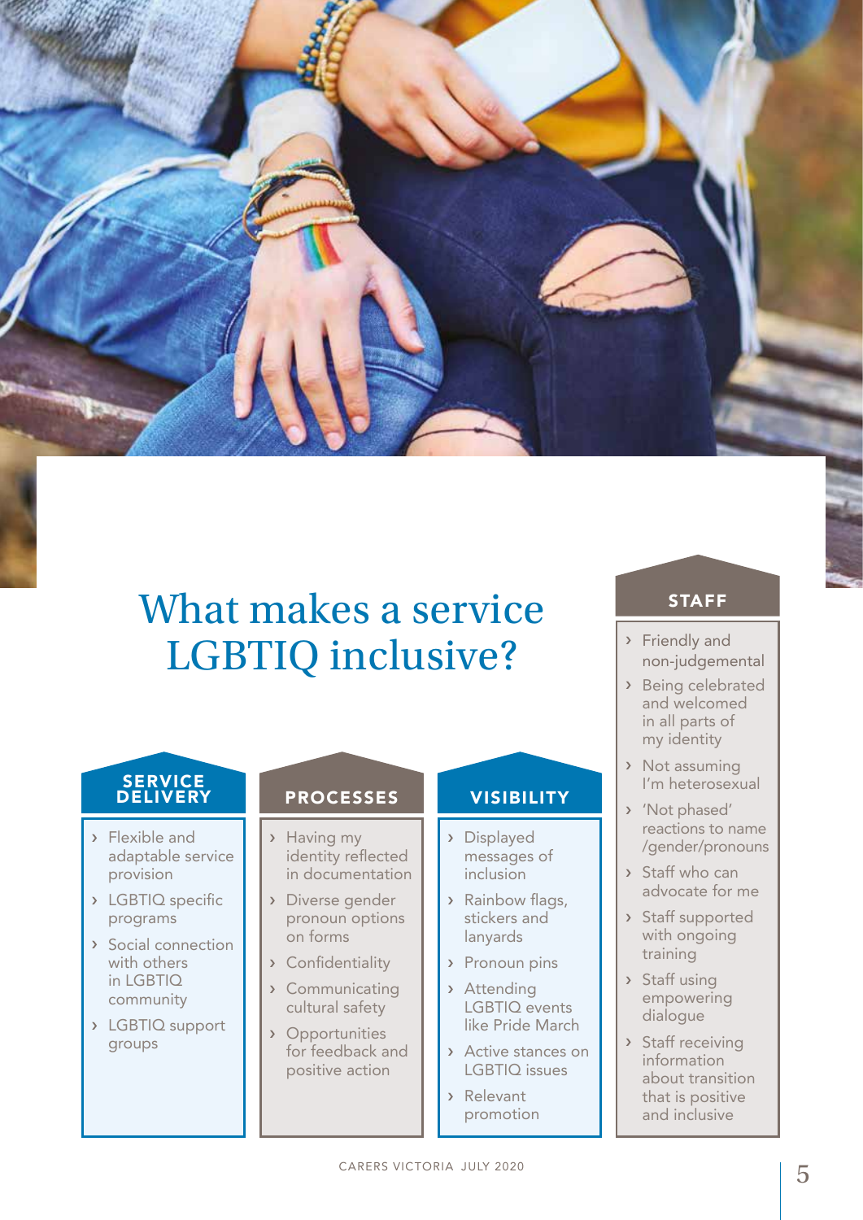# What makes a service LGBTIQ inclusive?

## SERVICE DELIVERY

- Flexible and adaptable service provision
- LGBTIQ specific programs
- Social connection with others in LGBTIQ community
- LGBTIQ support groups

## PROCESSES

- Having my identity reflected in documentation
- Diverse gender pronoun options on forms
- Confidentiality
- Communicating cultural safety
- Opportunities for feedback and positive action

## VISIBILITY

- Displayed messages of inclusion
- Rainbow flags, stickers and lanyards
- Pronoun pins
- Attending LGBTIQ events like Pride March
- Active stances on LGBTIQ issues
- Relevant promotion

## STAFF

- Friendly and non-judgemental
- Being celebrated and welcomed in all parts of my identity
- Not assuming I'm heterosexual
- 'Not phased' reactions to name /gender/pronouns
- Staff who can advocate for me
- Staff supported with ongoing training
- Staff using empowering dialogue
- Staff receiving information about transition that is positive and inclusive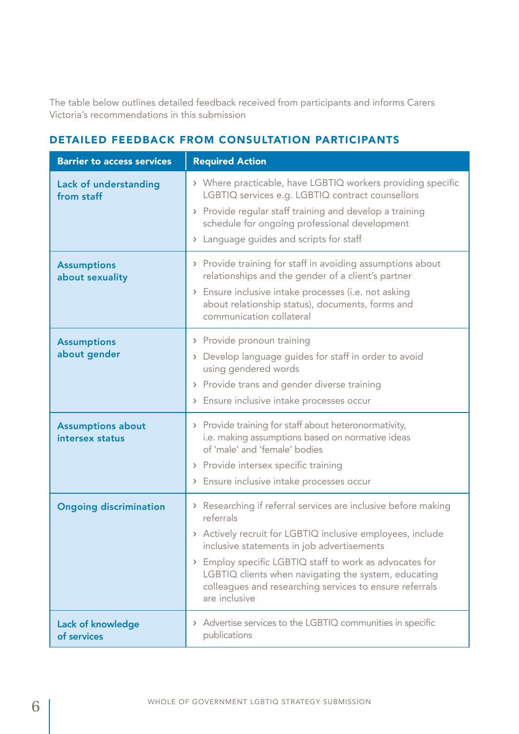The table below outlines detailed feedback received from participants and informs Carers Victoria's recommendations in this submission

## DETAILED FEEDBACK FROM CONSULTATION PARTICIPANTS

| Barrier to access services | Required Action |
| --- | --- |
| **Lack of understanding from staff** | › Where practicable, have LGBTIQ workers providing specific LGBTIQ services e.g. LGBTIQ contract counsellors<br>› Provide regular staff training and develop a training schedule for ongoing professional development<br>› Language guides and scripts for staff |
| **Assumptions about sexuality** | › Provide training for staff in avoiding assumptions about relationships and the gender of a client's partner<br>› Ensure inclusive intake processes (i.e. not asking about relationship status), documents, forms and communication collateral |
| **Assumptions about gender** | › Provide pronoun training<br>› Develop language guides for staff in order to avoid using gendered words<br>› Provide trans and gender diverse training<br>› Ensure inclusive intake processes occur |
| **Assumptions about intersex status** | › Provide training for staff about heteronormativity, i.e. making assumptions based on normative ideas of 'male' and 'female' bodies<br>› Provide intersex specific training<br>› Ensure inclusive intake processes occur |
| **Ongoing discrimination** | › Researching if referral services are inclusive before making referrals<br>› Actively recruit for LGBTIQ inclusive employees, include inclusive statements in job advertisements<br>› Employ specific LGBTIQ staff to work as advocates for LGBTIQ clients when navigating the system, educating colleagues and researching services to ensure referrals are inclusive |
| **Lack of knowledge of services** | › Advertise services to the LGBTIQ communities in specific publications |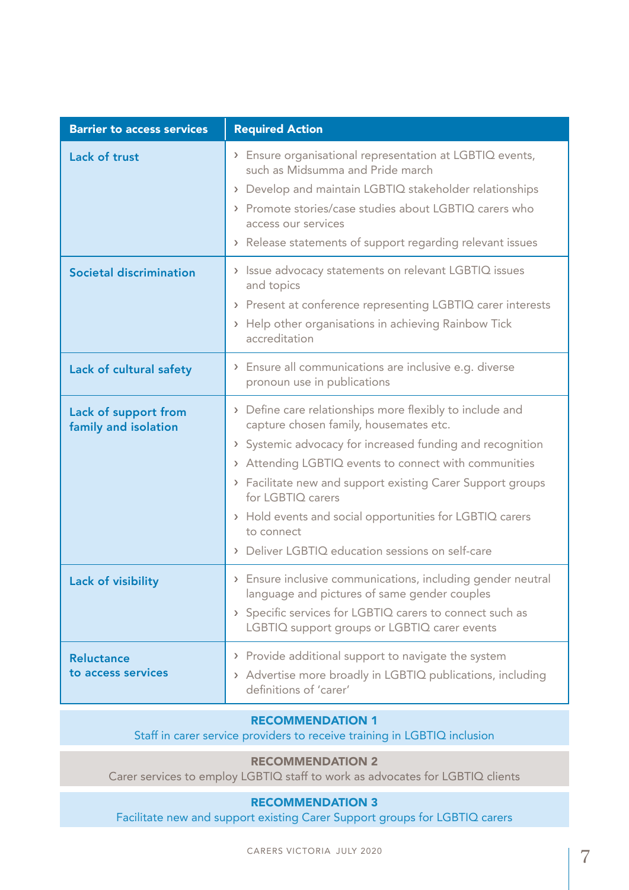| Barrier to access services | Required Action |
|---|---|
| **Lack of trust** | › Ensure organisational representation at LGBTIQ events, such as Midsumma and Pride march<br>› Develop and maintain LGBTIQ stakeholder relationships<br>› Promote stories/case studies about LGBTIQ carers who access our services<br>› Release statements of support regarding relevant issues |
| **Societal discrimination** | › Issue advocacy statements on relevant LGBTIQ issues and topics<br>› Present at conference representing LGBTIQ carer interests<br>› Help other organisations in achieving Rainbow Tick accreditation |
| **Lack of cultural safety** | › Ensure all communications are inclusive e.g. diverse pronoun use in publications |
| **Lack of support from family and isolation** | › Define care relationships more flexibly to include and capture chosen family, housemates etc.<br>› Systemic advocacy for increased funding and recognition<br>› Attending LGBTIQ events to connect with communities<br>› Facilitate new and support existing Carer Support groups for LGBTIQ carers<br>› Hold events and social opportunities for LGBTIQ carers to connect<br>› Deliver LGBTIQ education sessions on self-care |
| **Lack of visibility** | › Ensure inclusive communications, including gender neutral language and pictures of same gender couples<br>› Specific services for LGBTIQ carers to connect such as LGBTIQ support groups or LGBTIQ carer events |
| **Reluctance to access services** | › Provide additional support to navigate the system<br>› Advertise more broadly in LGBTIQ publications, including definitions of 'carer' |

**RECOMMENDATION 1**
Staff in carer service providers to receive training in LGBTIQ inclusion

**RECOMMENDATION 2**
Carer services to employ LGBTIQ staff to work as advocates for LGBTIQ clients

**RECOMMENDATION 3**
Facilitate new and support existing Carer Support groups for LGBTIQ carers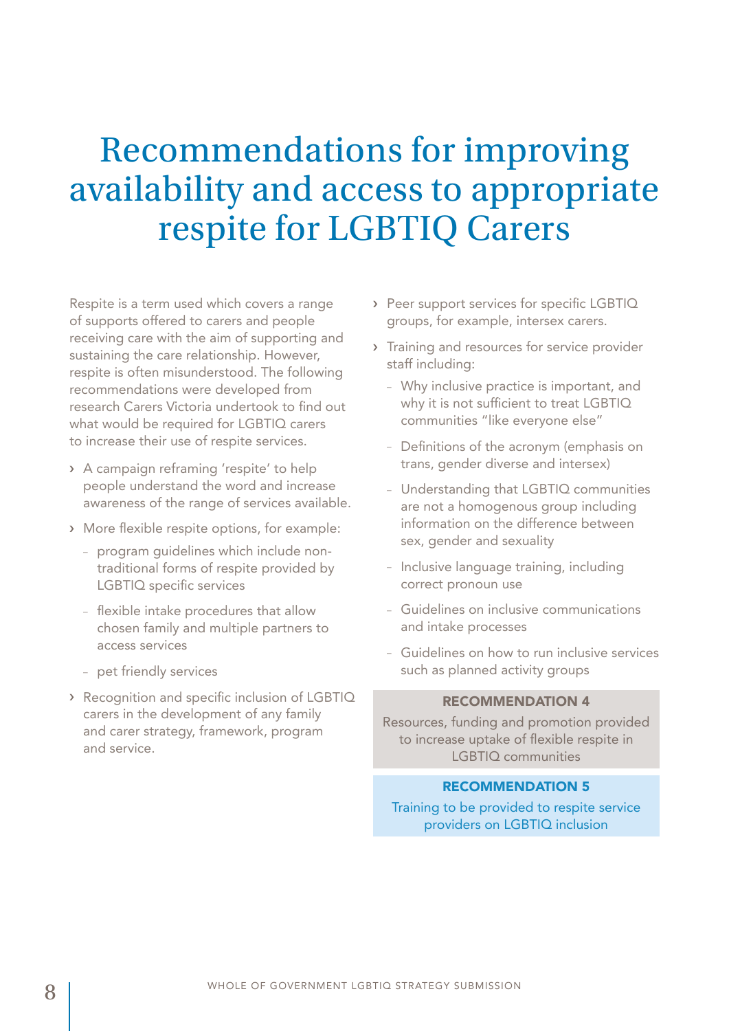# Recommendations for improving availability and access to appropriate respite for LGBTIQ Carers

Respite is a term used which covers a range of supports offered to carers and people receiving care with the aim of supporting and sustaining the care relationship. However, respite is often misunderstood. The following recommendations were developed from research Carers Victoria undertook to find out what would be required for LGBTIQ carers to increase their use of respite services.

- A campaign reframing 'respite' to help people understand the word and increase awareness of the range of services available.
- More flexible respite options, for example:
  - program guidelines which include non-traditional forms of respite provided by LGBTIQ specific services
  - flexible intake procedures that allow chosen family and multiple partners to access services
  - pet friendly services
- Recognition and specific inclusion of LGBTIQ carers in the development of any family and carer strategy, framework, program and service.
- Peer support services for specific LGBTIQ groups, for example, intersex carers.
- Training and resources for service provider staff including:
  - Why inclusive practice is important, and why it is not sufficient to treat LGBTIQ communities "like everyone else"
  - Definitions of the acronym (emphasis on trans, gender diverse and intersex)
  - Understanding that LGBTIQ communities are not a homogenous group including information on the difference between sex, gender and sexuality
  - Inclusive language training, including correct pronoun use
  - Guidelines on inclusive communications and intake processes
  - Guidelines on how to run inclusive services such as planned activity groups

**RECOMMENDATION 4**

Resources, funding and promotion provided to increase uptake of flexible respite in LGBTIQ communities

**RECOMMENDATION 5**

Training to be provided to respite service providers on LGBTIQ inclusion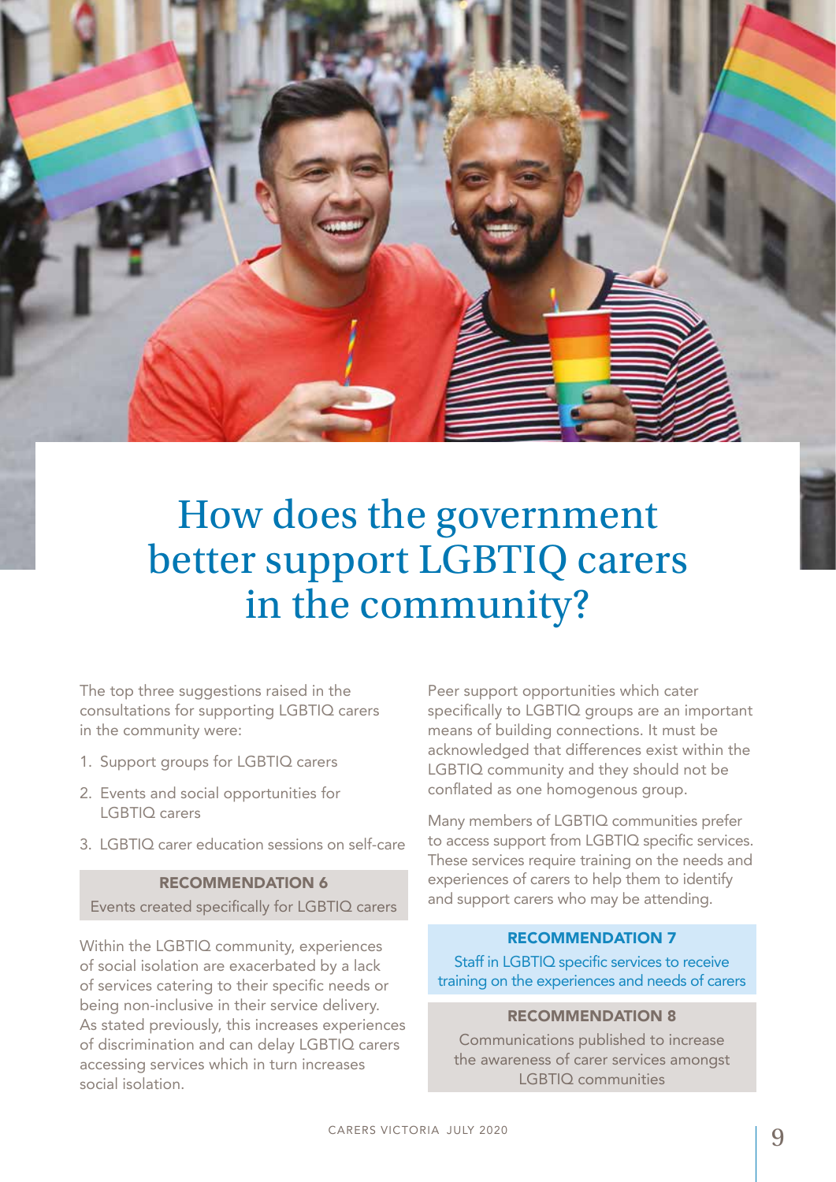# How does the government better support LGBTIQ carers in the community?

The top three suggestions raised in the consultations for supporting LGBTIQ carers in the community were:

1. Support groups for LGBTIQ carers
2. Events and social opportunities for LGBTIQ carers
3. LGBTIQ carer education sessions on self-care

**RECOMMENDATION 6**

Events created specifically for LGBTIQ carers

Within the LGBTIQ community, experiences of social isolation are exacerbated by a lack of services catering to their specific needs or being non-inclusive in their service delivery. As stated previously, this increases experiences of discrimination and can delay LGBTIQ carers accessing services which in turn increases social isolation.

Peer support opportunities which cater specifically to LGBTIQ groups are an important means of building connections. It must be acknowledged that differences exist within the LGBTIQ community and they should not be conflated as one homogenous group.

Many members of LGBTIQ communities prefer to access support from LGBTIQ specific services. These services require training on the needs and experiences of carers to help them to identify and support carers who may be attending.

**RECOMMENDATION 7**

Staff in LGBTIQ specific services to receive training on the experiences and needs of carers

**RECOMMENDATION 8**

Communications published to increase the awareness of carer services amongst LGBTIQ communities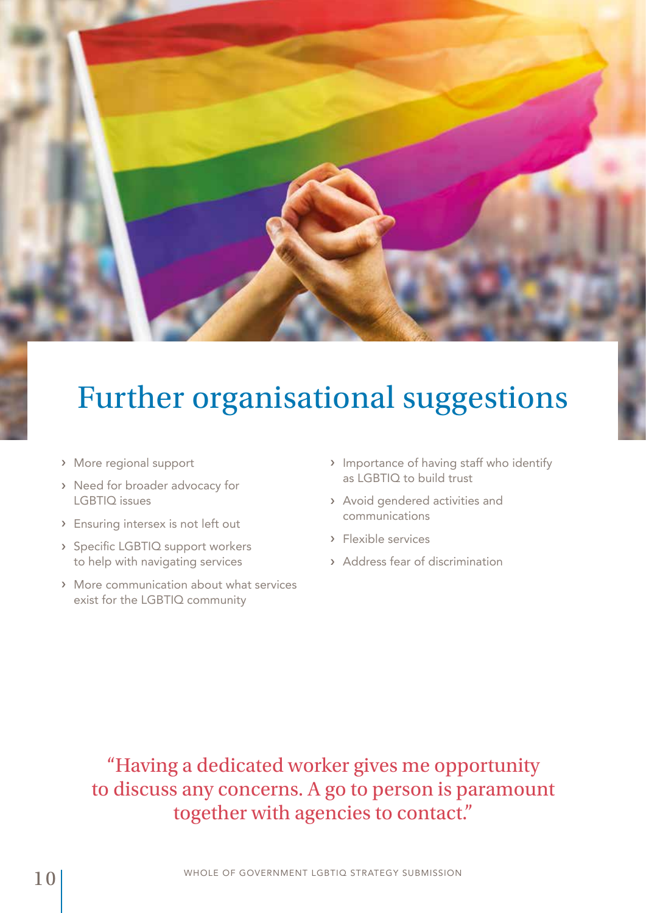# Further organisational suggestions

- More regional support
- Need for broader advocacy for LGBTIQ issues
- Ensuring intersex is not left out
- Specific LGBTIQ support workers to help with navigating services
- More communication about what services exist for the LGBTIQ community
- Importance of having staff who identify as LGBTIQ to build trust
- Avoid gendered activities and communications
- Flexible services
- Address fear of discrimination

"Having a dedicated worker gives me opportunity to discuss any concerns. A go to person is paramount together with agencies to contact."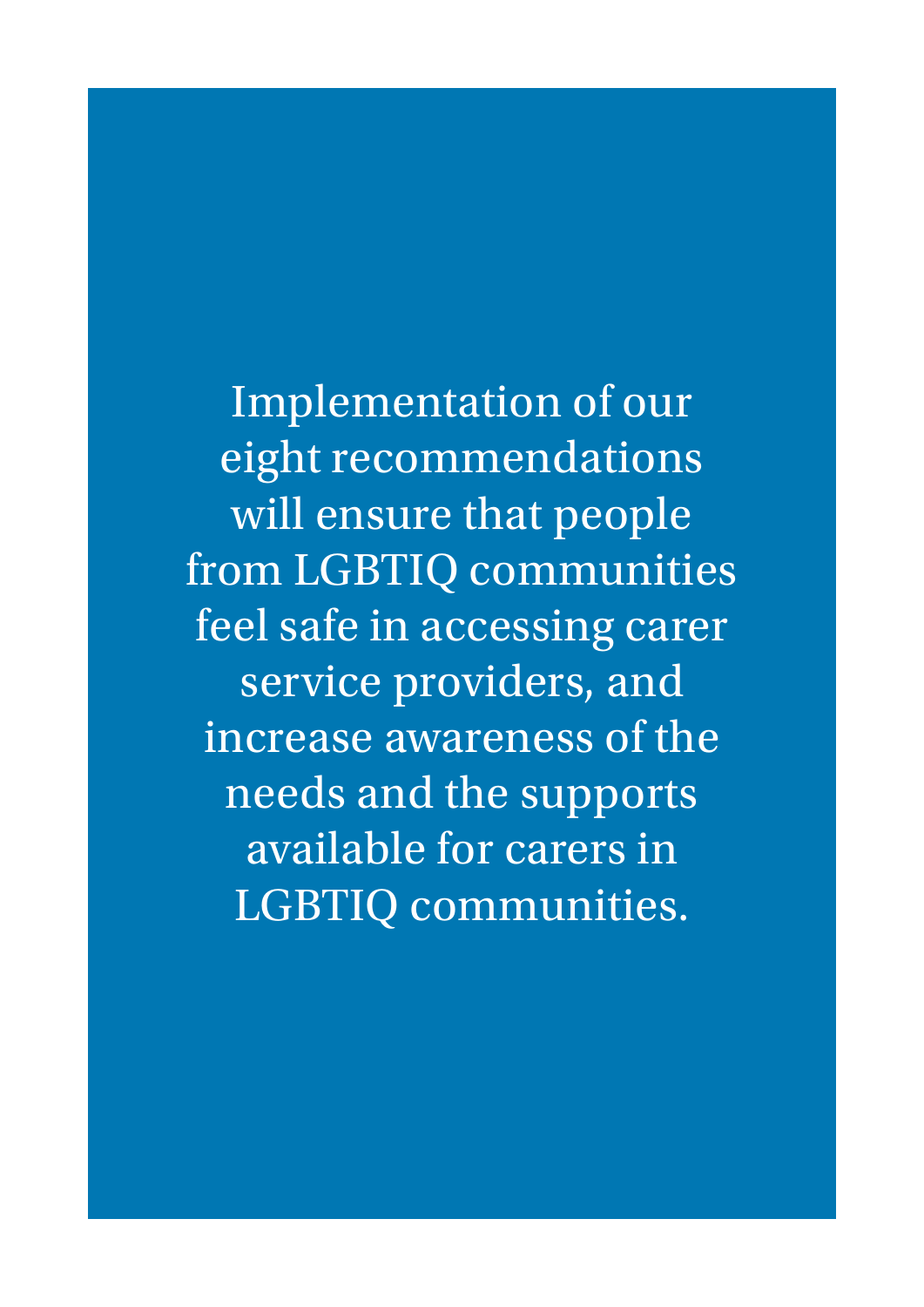Implementation of our eight recommendations will ensure that people from LGBTIQ communities feel safe in accessing carer service providers, and increase awareness of the needs and the supports available for carers in LGBTIQ communities.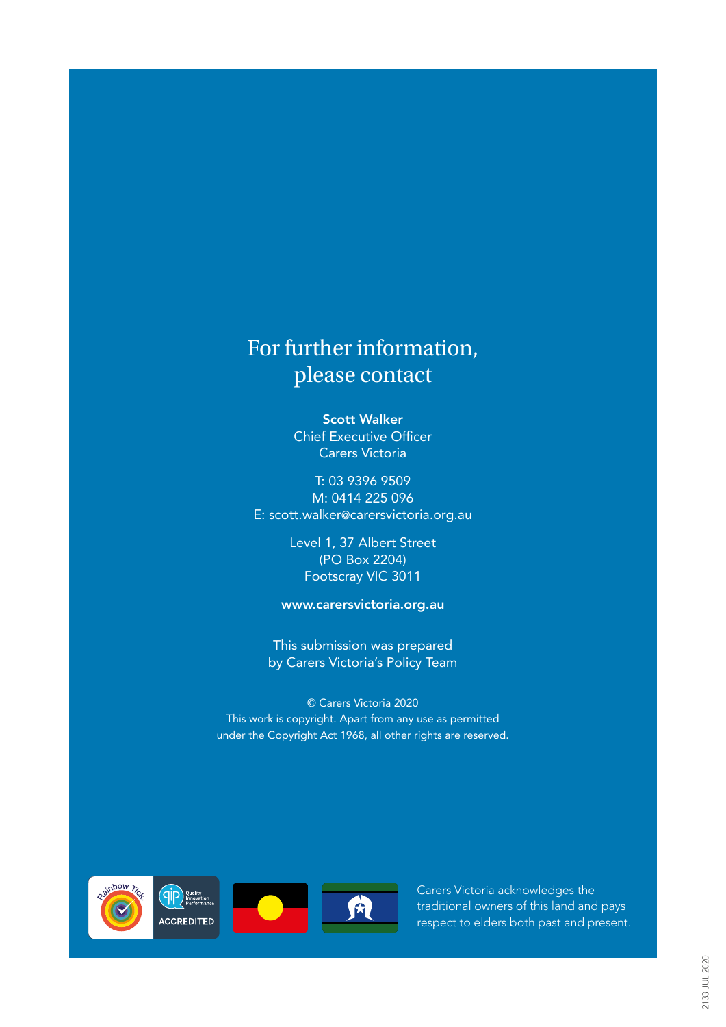# For further information, please contact

**Scott Walker**
Chief Executive Officer
Carers Victoria

T: 03 9396 9509
M: 0414 225 096
E: scott.walker@carersvictoria.org.au

Level 1, 37 Albert Street
(PO Box 2204)
Footscray VIC 3011

**www.carersvictoria.org.au**

This submission was prepared by Carers Victoria's Policy Team

© Carers Victoria 2020
This work is copyright. Apart from any use as permitted under the Copyright Act 1968, all other rights are reserved.

Rainbow Tick
Quality Innovation Performance
ACCREDITED

Carers Victoria acknowledges the traditional owners of this land and pays respect to elders both past and present.

2133 JUL 2020